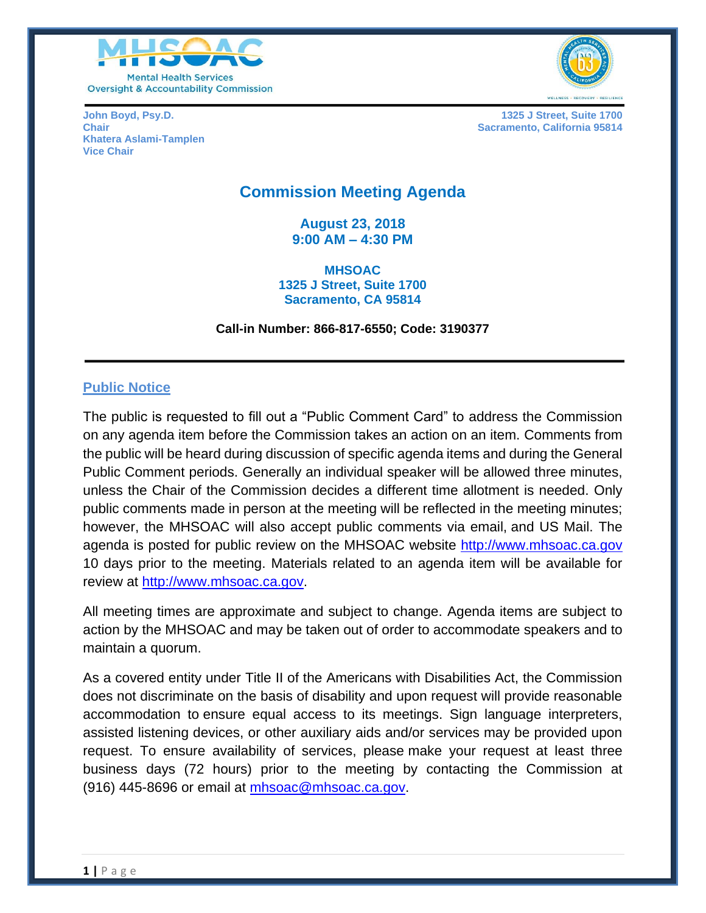MHSOAC

Mental Health Services Oversight & Accountability Commission

**John Boyd, Psy.D.**
**Chair**
**Khatera Aslami-Tamplen**
**Vice Chair**

**1325 J Street, Suite 1700**
**Sacramento, California 95814**

# Commission Meeting Agenda

**August 23, 2018**
**9:00 AM – 4:30 PM**

**MHSOAC**
**1325 J Street, Suite 1700**
**Sacramento, CA 95814**

**Call-in Number: 866-817-6550; Code: 3190377**

## Public Notice

The public is requested to fill out a "Public Comment Card" to address the Commission on any agenda item before the Commission takes an action on an item. Comments from the public will be heard during discussion of specific agenda items and during the General Public Comment periods. Generally an individual speaker will be allowed three minutes, unless the Chair of the Commission decides a different time allotment is needed. Only public comments made in person at the meeting will be reflected in the meeting minutes; however, the MHSOAC will also accept public comments via email, and US Mail. The agenda is posted for public review on the MHSOAC website http://www.mhsoac.ca.gov 10 days prior to the meeting. Materials related to an agenda item will be available for review at http://www.mhsoac.ca.gov.

All meeting times are approximate and subject to change. Agenda items are subject to action by the MHSOAC and may be taken out of order to accommodate speakers and to maintain a quorum.

As a covered entity under Title II of the Americans with Disabilities Act, the Commission does not discriminate on the basis of disability and upon request will provide reasonable accommodation to ensure equal access to its meetings. Sign language interpreters, assisted listening devices, or other auxiliary aids and/or services may be provided upon request. To ensure availability of services, please make your request at least three business days (72 hours) prior to the meeting by contacting the Commission at (916) 445-8696 or email at mhsoac@mhsoac.ca.gov.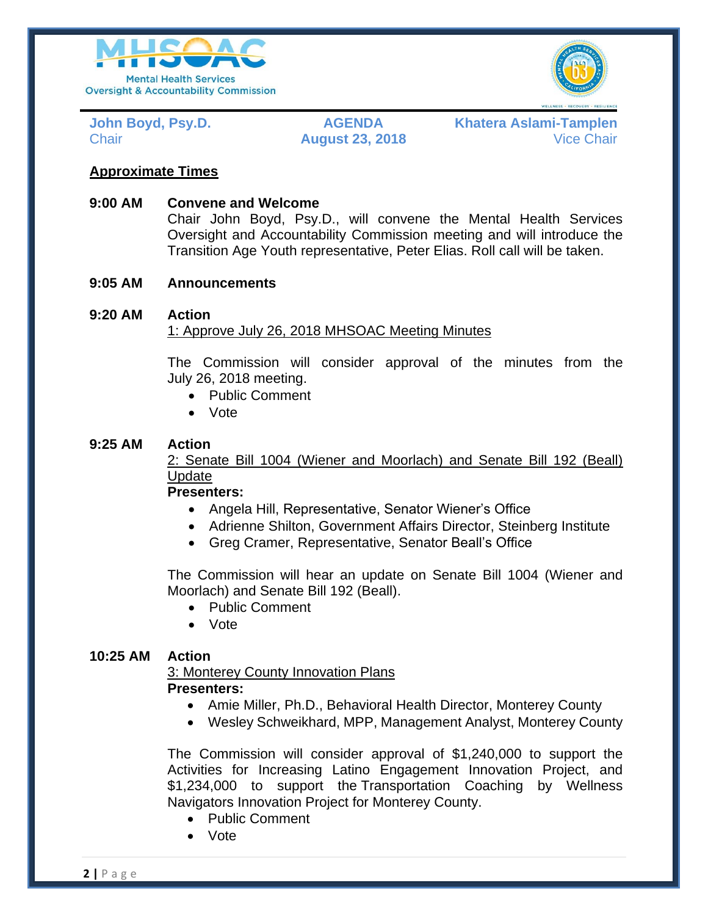MHSOAC

Mental Health Services Oversight & Accountability Commission

**John Boyd, Psy.D.**
Chair

**AGENDA**
**August 23, 2018**

**Khatera Aslami-Tamplen**
Vice Chair

**Approximate Times**

**9:00 AM** **Convene and Welcome**

Chair John Boyd, Psy.D., will convene the Mental Health Services Oversight and Accountability Commission meeting and will introduce the Transition Age Youth representative, Peter Elias. Roll call will be taken.

**9:05 AM** **Announcements**

**9:20 AM** **Action**

1: Approve July 26, 2018 MHSOAC Meeting Minutes

The Commission will consider approval of the minutes from the July 26, 2018 meeting.

- Public Comment
- Vote

**9:25 AM** **Action**

2: Senate Bill 1004 (Wiener and Moorlach) and Senate Bill 192 (Beall) Update

**Presenters:**

- Angela Hill, Representative, Senator Wiener's Office
- Adrienne Shilton, Government Affairs Director, Steinberg Institute
- Greg Cramer, Representative, Senator Beall's Office

The Commission will hear an update on Senate Bill 1004 (Wiener and Moorlach) and Senate Bill 192 (Beall).

- Public Comment
- Vote

**10:25 AM** **Action**

3: Monterey County Innovation Plans

**Presenters:**

- Amie Miller, Ph.D., Behavioral Health Director, Monterey County
- Wesley Schweikhard, MPP, Management Analyst, Monterey County

The Commission will consider approval of $1,240,000 to support the Activities for Increasing Latino Engagement Innovation Project, and $1,234,000 to support the Transportation Coaching by Wellness Navigators Innovation Project for Monterey County.

- Public Comment
- Vote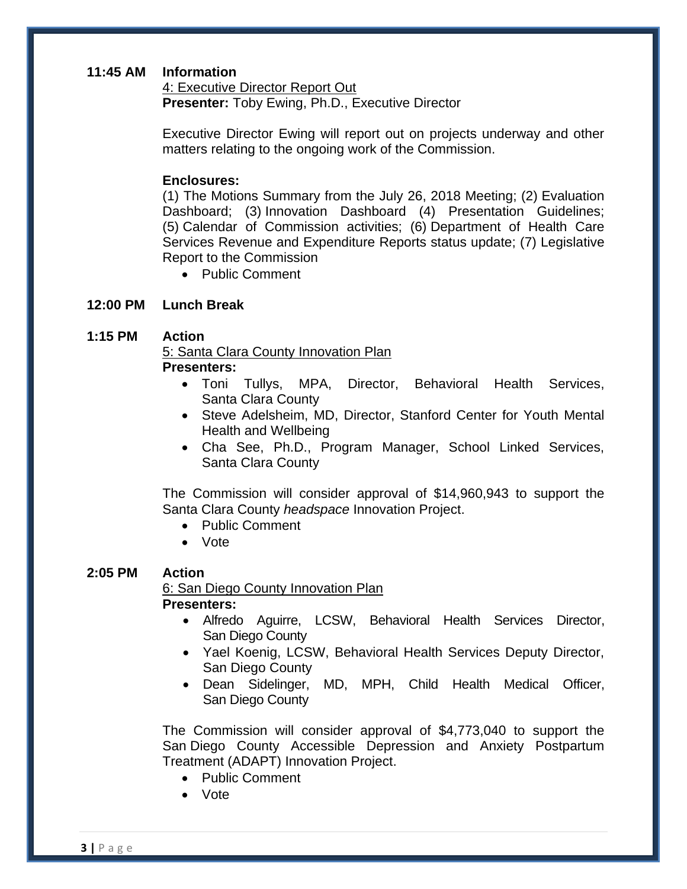**11:45 AM** **Information**

4: Executive Director Report Out

**Presenter:** Toby Ewing, Ph.D., Executive Director

Executive Director Ewing will report out on projects underway and other matters relating to the ongoing work of the Commission.

**Enclosures:**

(1) The Motions Summary from the July 26, 2018 Meeting; (2) Evaluation Dashboard; (3) Innovation Dashboard (4) Presentation Guidelines; (5) Calendar of Commission activities; (6) Department of Health Care Services Revenue and Expenditure Reports status update; (7) Legislative Report to the Commission

- Public Comment

**12:00 PM** **Lunch Break**

**1:15 PM** **Action**

5: Santa Clara County Innovation Plan

**Presenters:**

- Toni Tullys, MPA, Director, Behavioral Health Services, Santa Clara County
- Steve Adelsheim, MD, Director, Stanford Center for Youth Mental Health and Wellbeing
- Cha See, Ph.D., Program Manager, School Linked Services, Santa Clara County

The Commission will consider approval of $14,960,943 to support the Santa Clara County *headspace* Innovation Project.

- Public Comment
- Vote

**2:05 PM** **Action**

6: San Diego County Innovation Plan

**Presenters:**

- Alfredo Aguirre, LCSW, Behavioral Health Services Director, San Diego County
- Yael Koenig, LCSW, Behavioral Health Services Deputy Director, San Diego County
- Dean Sidelinger, MD, MPH, Child Health Medical Officer, San Diego County

The Commission will consider approval of $4,773,040 to support the San Diego County Accessible Depression and Anxiety Postpartum Treatment (ADAPT) Innovation Project.

- Public Comment
- Vote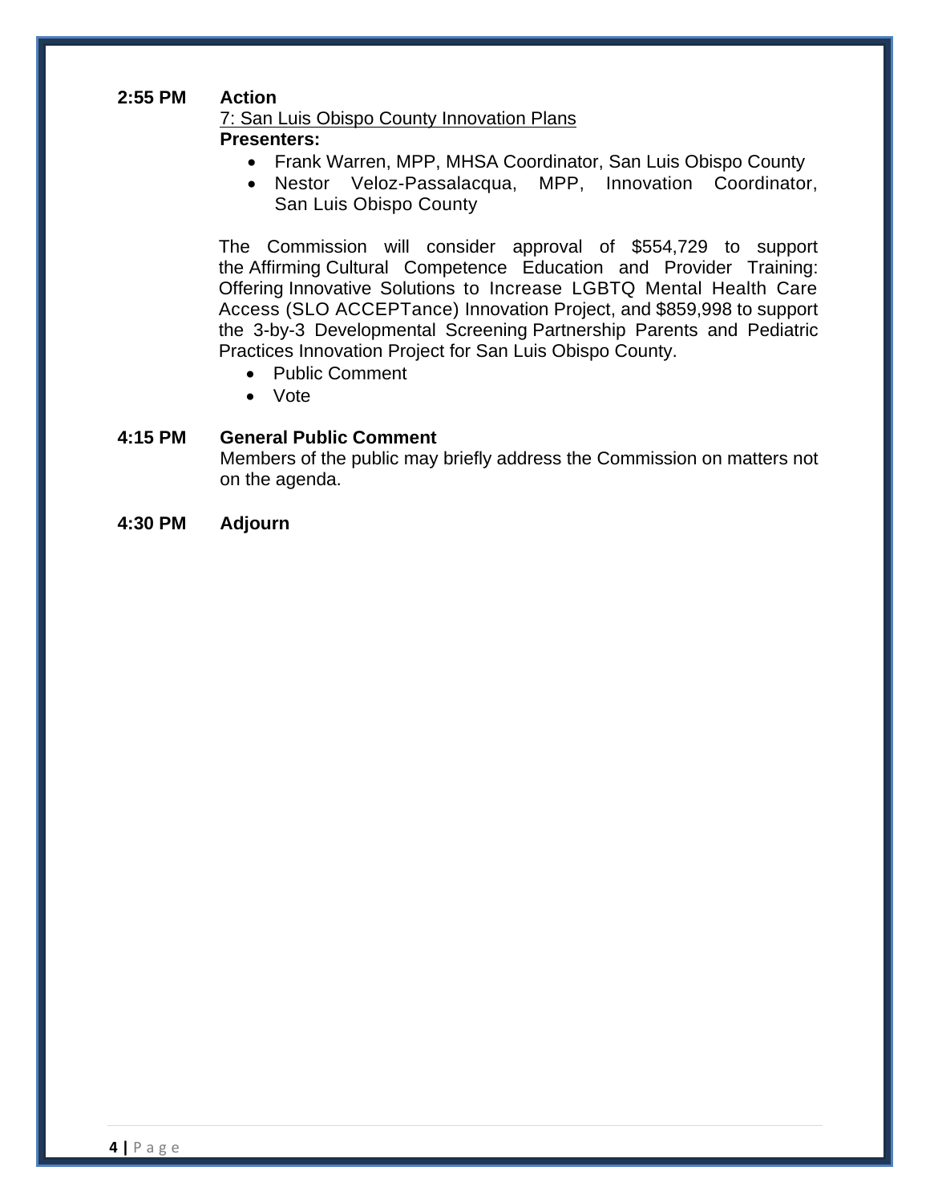**2:55 PM Action**

7: San Luis Obispo County Innovation Plans

**Presenters:**

- Frank Warren, MPP, MHSA Coordinator, San Luis Obispo County
- Nestor Veloz-Passalacqua, MPP, Innovation Coordinator, San Luis Obispo County

The Commission will consider approval of $554,729 to support the Affirming Cultural Competence Education and Provider Training: Offering Innovative Solutions to Increase LGBTQ Mental Health Care Access (SLO ACCEPTance) Innovation Project, and $859,998 to support the 3-by-3 Developmental Screening Partnership Parents and Pediatric Practices Innovation Project for San Luis Obispo County.

- Public Comment
- Vote

**4:15 PM General Public Comment**

Members of the public may briefly address the Commission on matters not on the agenda.

**4:30 PM Adjourn**